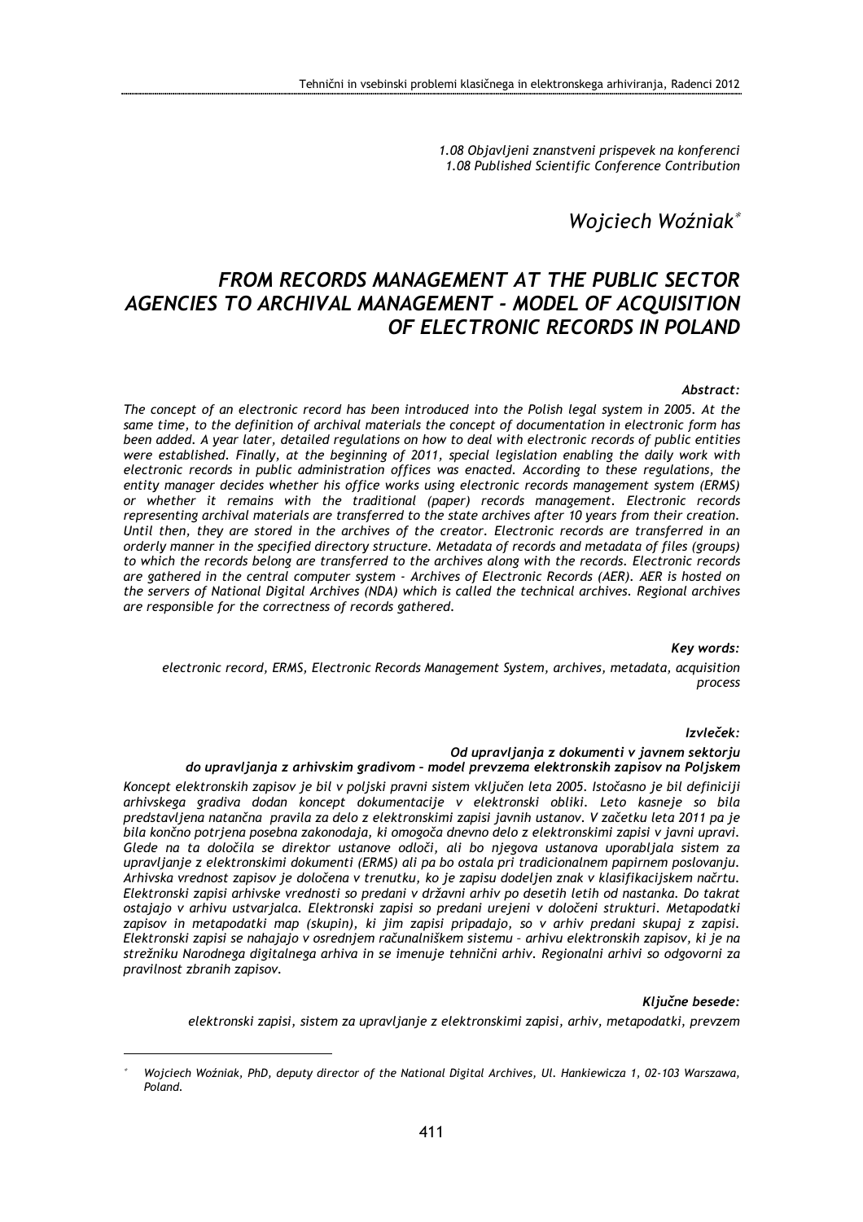*1.08 Objavljeni znanstveni prispevek na konferenci*
*1.08 Published Scientific Conference Contribution*

*Wojciech Woźniak*[*]

# *FROM RECORDS MANAGEMENT AT THE PUBLIC SECTOR AGENCIES TO ARCHIVAL MANAGEMENT - MODEL OF ACQUISITION OF ELECTRONIC RECORDS IN POLAND*

***Abstract:***

*The concept of an electronic record has been introduced into the Polish legal system in 2005. At the same time, to the definition of archival materials the concept of documentation in electronic form has been added. A year later, detailed regulations on how to deal with electronic records of public entities were established. Finally, at the beginning of 2011, special legislation enabling the daily work with electronic records in public administration offices was enacted. According to these regulations, the entity manager decides whether his office works using electronic records management system (ERMS) or whether it remains with the traditional (paper) records management. Electronic records representing archival materials are transferred to the state archives after 10 years from their creation. Until then, they are stored in the archives of the creator. Electronic records are transferred in an orderly manner in the specified directory structure. Metadata of records and metadata of files (groups) to which the records belong are transferred to the archives along with the records. Electronic records are gathered in the central computer system - Archives of Electronic Records (AER). AER is hosted on the servers of National Digital Archives (NDA) which is called the technical archives. Regional archives are responsible for the correctness of records gathered.*

***Key words:***

*electronic record, ERMS, Electronic Records Management System, archives, metadata, acquisition process*

***Izvleček:***

***Od upravljanja z dokumenti v javnem sektorju do upravljanja z arhivskim gradivom – model prevzema elektronskih zapisov na Poljskem***

*Koncept elektronskih zapisov je bil v poljski pravni sistem vključen leta 2005. Istočasno je bil definiciji arhivskega gradiva dodan koncept dokumentacije v elektronski obliki. Leto kasneje so bila predstavljena natančna pravila za delo z elektronskimi zapisi javnih ustanov. V začetku leta 2011 pa je bila končno potrjena posebna zakonodaja, ki omogoča dnevno delo z elektronskimi zapisi v javni upravi. Glede na ta določila se direktor ustanove odloči, ali bo njegova ustanova uporabljala sistem za upravljanje z elektronskimi dokumenti (ERMS) ali pa bo ostala pri tradicionalnem papirnem poslovanju. Arhivska vrednost zapisov je določena v trenutku, ko je zapisu dodeljen znak v klasifikacijskem načrtu. Elektronski zapisi arhivske vrednosti so predani v državni arhiv po desetih letih od nastanka. Do takrat ostajajo v arhivu ustvarjalca. Elektronski zapisi so predani urejeni v določeni strukturi. Metapodatki zapisov in metapodatki map (skupin), ki jim zapisi pripadajo, so v arhiv predani skupaj z zapisi. Elektronski zapisi se nahajajo v osrednjem računalniškem sistemu – arhivu elektronskih zapisov, ki je na strežniku Narodnega digitalnega arhiva in se imenuje tehnični arhiv. Regionalni arhivi so odgovorni za pravilnost zbranih zapisov.*

***Ključne besede:***

*elektronski zapisi, sistem za upravljanje z elektronskimi zapisi, arhiv, metapodatki, prevzem*

---

[*] *Wojciech Woźniak, PhD, deputy director of the National Digital Archives, Ul. Hankiewicza 1, 02-103 Warszawa, Poland.*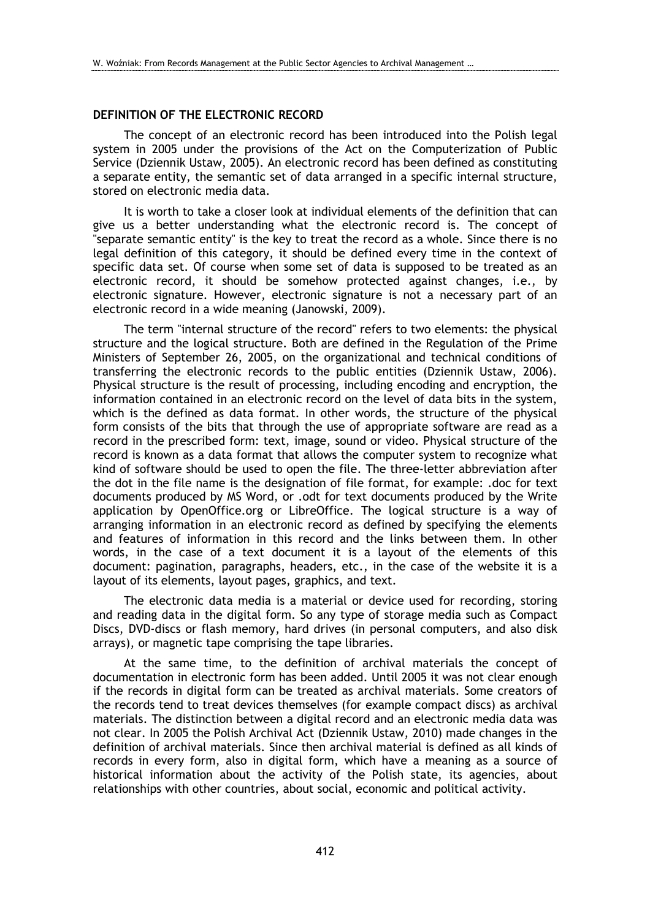## DEFINITION OF THE ELECTRONIC RECORD

The concept of an electronic record has been introduced into the Polish legal system in 2005 under the provisions of the Act on the Computerization of Public Service (Dziennik Ustaw, 2005). An electronic record has been defined as constituting a separate entity, the semantic set of data arranged in a specific internal structure, stored on electronic media data.

It is worth to take a closer look at individual elements of the definition that can give us a better understanding what the electronic record is. The concept of "separate semantic entity" is the key to treat the record as a whole. Since there is no legal definition of this category, it should be defined every time in the context of specific data set. Of course when some set of data is supposed to be treated as an electronic record, it should be somehow protected against changes, i.e., by electronic signature. However, electronic signature is not a necessary part of an electronic record in a wide meaning (Janowski, 2009).

The term "internal structure of the record" refers to two elements: the physical structure and the logical structure. Both are defined in the Regulation of the Prime Ministers of September 26, 2005, on the organizational and technical conditions of transferring the electronic records to the public entities (Dziennik Ustaw, 2006). Physical structure is the result of processing, including encoding and encryption, the information contained in an electronic record on the level of data bits in the system, which is the defined as data format. In other words, the structure of the physical form consists of the bits that through the use of appropriate software are read as a record in the prescribed form: text, image, sound or video. Physical structure of the record is known as a data format that allows the computer system to recognize what kind of software should be used to open the file. The three-letter abbreviation after the dot in the file name is the designation of file format, for example: .doc for text documents produced by MS Word, or .odt for text documents produced by the Write application by OpenOffice.org or LibreOffice. The logical structure is a way of arranging information in an electronic record as defined by specifying the elements and features of information in this record and the links between them. In other words, in the case of a text document it is a layout of the elements of this document: pagination, paragraphs, headers, etc., in the case of the website it is a layout of its elements, layout pages, graphics, and text.

The electronic data media is a material or device used for recording, storing and reading data in the digital form. So any type of storage media such as Compact Discs, DVD-discs or flash memory, hard drives (in personal computers, and also disk arrays), or magnetic tape comprising the tape libraries.

At the same time, to the definition of archival materials the concept of documentation in electronic form has been added. Until 2005 it was not clear enough if the records in digital form can be treated as archival materials. Some creators of the records tend to treat devices themselves (for example compact discs) as archival materials. The distinction between a digital record and an electronic media data was not clear. In 2005 the Polish Archival Act (Dziennik Ustaw, 2010) made changes in the definition of archival materials. Since then archival material is defined as all kinds of records in every form, also in digital form, which have a meaning as a source of historical information about the activity of the Polish state, its agencies, about relationships with other countries, about social, economic and political activity.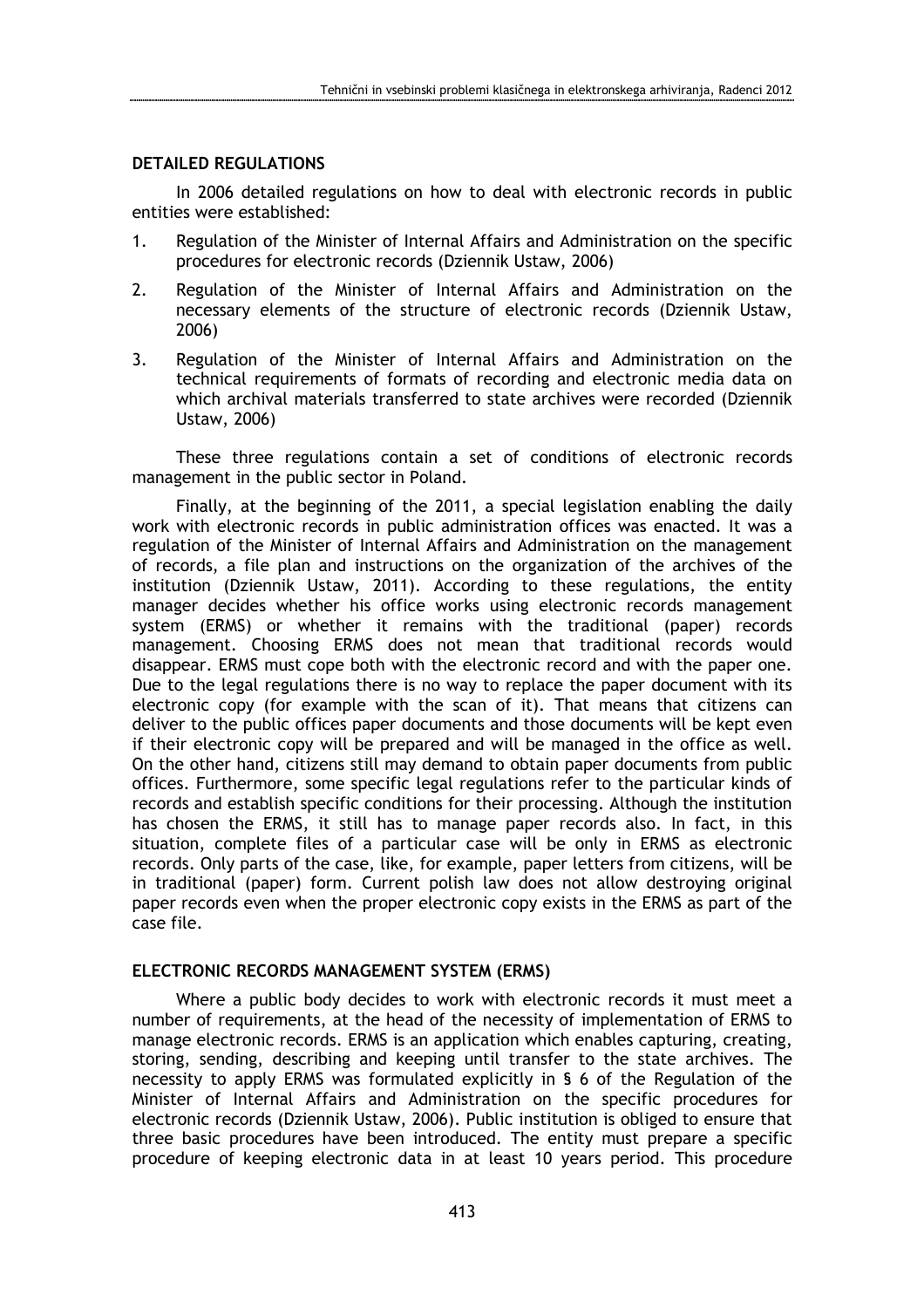## DETAILED REGULATIONS

In 2006 detailed regulations on how to deal with electronic records in public entities were established:

1. Regulation of the Minister of Internal Affairs and Administration on the specific procedures for electronic records (Dziennik Ustaw, 2006)
2. Regulation of the Minister of Internal Affairs and Administration on the necessary elements of the structure of electronic records (Dziennik Ustaw, 2006)
3. Regulation of the Minister of Internal Affairs and Administration on the technical requirements of formats of recording and electronic media data on which archival materials transferred to state archives were recorded (Dziennik Ustaw, 2006)

These three regulations contain a set of conditions of electronic records management in the public sector in Poland.

Finally, at the beginning of the 2011, a special legislation enabling the daily work with electronic records in public administration offices was enacted. It was a regulation of the Minister of Internal Affairs and Administration on the management of records, a file plan and instructions on the organization of the archives of the institution (Dziennik Ustaw, 2011). According to these regulations, the entity manager decides whether his office works using electronic records management system (ERMS) or whether it remains with the traditional (paper) records management. Choosing ERMS does not mean that traditional records would disappear. ERMS must cope both with the electronic record and with the paper one. Due to the legal regulations there is no way to replace the paper document with its electronic copy (for example with the scan of it). That means that citizens can deliver to the public offices paper documents and those documents will be kept even if their electronic copy will be prepared and will be managed in the office as well. On the other hand, citizens still may demand to obtain paper documents from public offices. Furthermore, some specific legal regulations refer to the particular kinds of records and establish specific conditions for their processing. Although the institution has chosen the ERMS, it still has to manage paper records also. In fact, in this situation, complete files of a particular case will be only in ERMS as electronic records. Only parts of the case, like, for example, paper letters from citizens, will be in traditional (paper) form. Current polish law does not allow destroying original paper records even when the proper electronic copy exists in the ERMS as part of the case file.

## ELECTRONIC RECORDS MANAGEMENT SYSTEM (ERMS)

Where a public body decides to work with electronic records it must meet a number of requirements, at the head of the necessity of implementation of ERMS to manage electronic records. ERMS is an application which enables capturing, creating, storing, sending, describing and keeping until transfer to the state archives. The necessity to apply ERMS was formulated explicitly in § 6 of the Regulation of the Minister of Internal Affairs and Administration on the specific procedures for electronic records (Dziennik Ustaw, 2006). Public institution is obliged to ensure that three basic procedures have been introduced. The entity must prepare a specific procedure of keeping electronic data in at least 10 years period. This procedure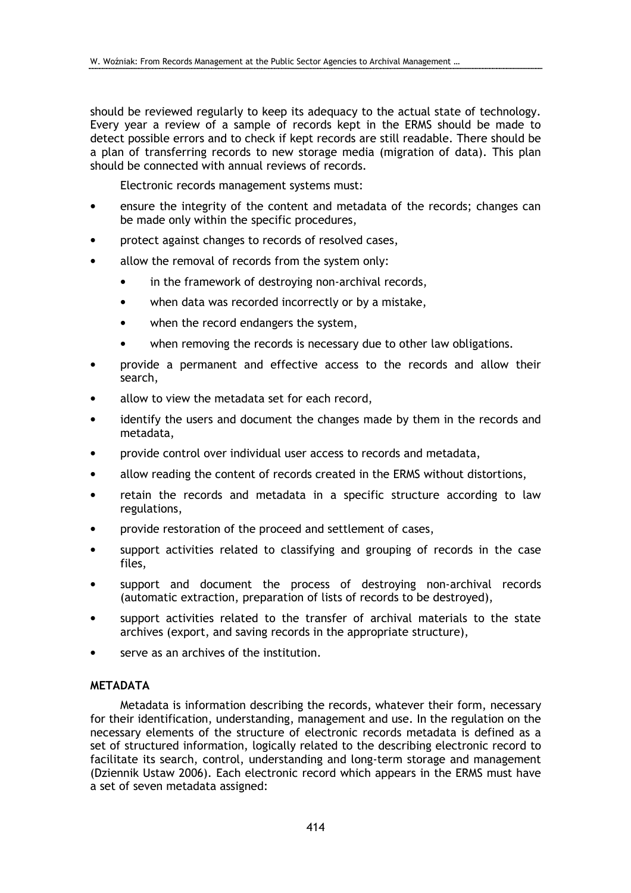should be reviewed regularly to keep its adequacy to the actual state of technology. Every year a review of a sample of records kept in the ERMS should be made to detect possible errors and to check if kept records are still readable. There should be a plan of transferring records to new storage media (migration of data). This plan should be connected with annual reviews of records.

Electronic records management systems must:

- ensure the integrity of the content and metadata of the records; changes can be made only within the specific procedures,
- protect against changes to records of resolved cases,
- allow the removal of records from the system only:
  - in the framework of destroying non-archival records,
  - when data was recorded incorrectly or by a mistake,
  - when the record endangers the system,
  - when removing the records is necessary due to other law obligations.
- provide a permanent and effective access to the records and allow their search,
- allow to view the metadata set for each record,
- identify the users and document the changes made by them in the records and metadata,
- provide control over individual user access to records and metadata,
- allow reading the content of records created in the ERMS without distortions,
- retain the records and metadata in a specific structure according to law regulations,
- provide restoration of the proceed and settlement of cases,
- support activities related to classifying and grouping of records in the case files,
- support and document the process of destroying non-archival records (automatic extraction, preparation of lists of records to be destroyed),
- support activities related to the transfer of archival materials to the state archives (export, and saving records in the appropriate structure),
- serve as an archives of the institution.

## METADATA

Metadata is information describing the records, whatever their form, necessary for their identification, understanding, management and use. In the regulation on the necessary elements of the structure of electronic records metadata is defined as a set of structured information, logically related to the describing electronic record to facilitate its search, control, understanding and long-term storage and management (Dziennik Ustaw 2006). Each electronic record which appears in the ERMS must have a set of seven metadata assigned: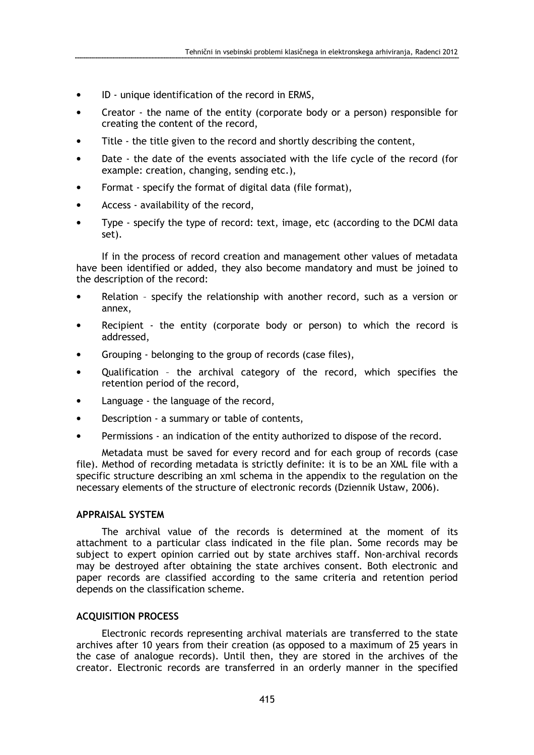- ID - unique identification of the record in ERMS,
- Creator - the name of the entity (corporate body or a person) responsible for creating the content of the record,
- Title - the title given to the record and shortly describing the content,
- Date - the date of the events associated with the life cycle of the record (for example: creation, changing, sending etc.),
- Format - specify the format of digital data (file format),
- Access - availability of the record,
- Type - specify the type of record: text, image, etc (according to the DCMI data set).

If in the process of record creation and management other values of metadata have been identified or added, they also become mandatory and must be joined to the description of the record:

- Relation – specify the relationship with another record, such as a version or annex,
- Recipient - the entity (corporate body or person) to which the record is addressed,
- Grouping - belonging to the group of records (case files),
- Qualification – the archival category of the record, which specifies the retention period of the record,
- Language - the language of the record,
- Description - a summary or table of contents,
- Permissions - an indication of the entity authorized to dispose of the record.

Metadata must be saved for every record and for each group of records (case file). Method of recording metadata is strictly definite: it is to be an XML file with a specific structure describing an xml schema in the appendix to the regulation on the necessary elements of the structure of electronic records (Dziennik Ustaw, 2006).

## APPRAISAL SYSTEM

The archival value of the records is determined at the moment of its attachment to a particular class indicated in the file plan. Some records may be subject to expert opinion carried out by state archives staff. Non-archival records may be destroyed after obtaining the state archives consent. Both electronic and paper records are classified according to the same criteria and retention period depends on the classification scheme.

## ACQUISITION PROCESS

Electronic records representing archival materials are transferred to the state archives after 10 years from their creation (as opposed to a maximum of 25 years in the case of analogue records). Until then, they are stored in the archives of the creator. Electronic records are transferred in an orderly manner in the specified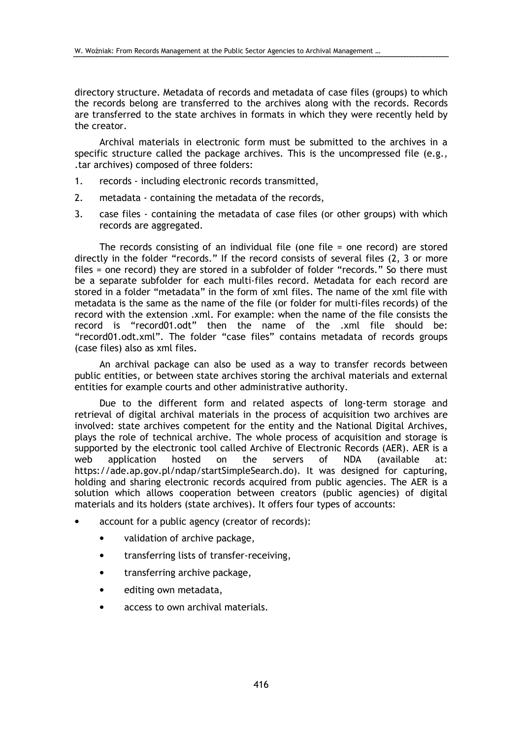directory structure. Metadata of records and metadata of case files (groups) to which the records belong are transferred to the archives along with the records. Records are transferred to the state archives in formats in which they were recently held by the creator.

Archival materials in electronic form must be submitted to the archives in a specific structure called the package archives. This is the uncompressed file (e.g., .tar archives) composed of three folders:

1. records - including electronic records transmitted,
2. metadata - containing the metadata of the records,
3. case files - containing the metadata of case files (or other groups) with which records are aggregated.

The records consisting of an individual file (one file = one record) are stored directly in the folder "records." If the record consists of several files (2, 3 or more files = one record) they are stored in a subfolder of folder "records." So there must be a separate subfolder for each multi-files record. Metadata for each record are stored in a folder "metadata" in the form of xml files. The name of the xml file with metadata is the same as the name of the file (or folder for multi-files records) of the record with the extension .xml. For example: when the name of the file consists the record is "record01.odt" then the name of the .xml file should be: "record01.odt.xml". The folder "case files" contains metadata of records groups (case files) also as xml files.

An archival package can also be used as a way to transfer records between public entities, or between state archives storing the archival materials and external entities for example courts and other administrative authority.

Due to the different form and related aspects of long-term storage and retrieval of digital archival materials in the process of acquisition two archives are involved: state archives competent for the entity and the National Digital Archives, plays the role of technical archive. The whole process of acquisition and storage is supported by the electronic tool called Archive of Electronic Records (AER). AER is a web application hosted on the servers of NDA (available at: https://ade.ap.gov.pl/ndap/startSimpleSearch.do). It was designed for capturing, holding and sharing electronic records acquired from public agencies. The AER is a solution which allows cooperation between creators (public agencies) of digital materials and its holders (state archives). It offers four types of accounts:

- account for a public agency (creator of records):
  - validation of archive package,
  - transferring lists of transfer-receiving,
  - transferring archive package,
  - editing own metadata,
  - access to own archival materials.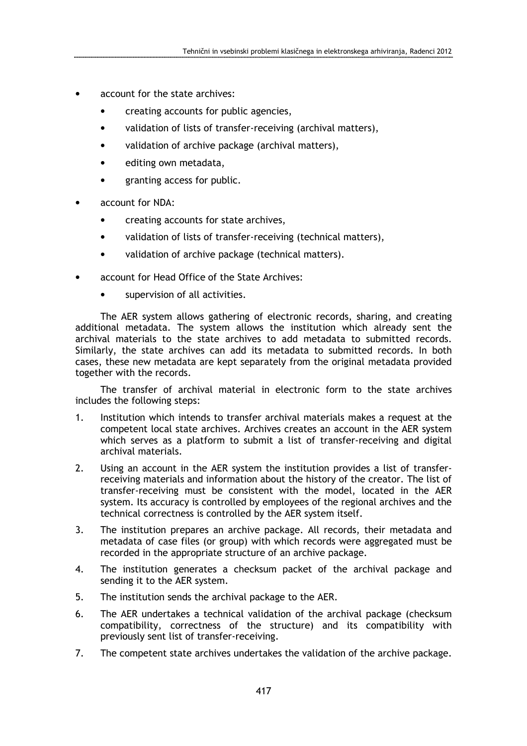- account for the state archives:
    - creating accounts for public agencies,
    - validation of lists of transfer-receiving (archival matters),
    - validation of archive package (archival matters),
    - editing own metadata,
    - granting access for public.
- account for NDA:
    - creating accounts for state archives,
    - validation of lists of transfer-receiving (technical matters),
    - validation of archive package (technical matters).
- account for Head Office of the State Archives:
    - supervision of all activities.

The AER system allows gathering of electronic records, sharing, and creating additional metadata. The system allows the institution which already sent the archival materials to the state archives to add metadata to submitted records. Similarly, the state archives can add its metadata to submitted records. In both cases, these new metadata are kept separately from the original metadata provided together with the records.

The transfer of archival material in electronic form to the state archives includes the following steps:

1. Institution which intends to transfer archival materials makes a request at the competent local state archives. Archives creates an account in the AER system which serves as a platform to submit a list of transfer-receiving and digital archival materials.
2. Using an account in the AER system the institution provides a list of transfer-receiving materials and information about the history of the creator. The list of transfer-receiving must be consistent with the model, located in the AER system. Its accuracy is controlled by employees of the regional archives and the technical correctness is controlled by the AER system itself.
3. The institution prepares an archive package. All records, their metadata and metadata of case files (or group) with which records were aggregated must be recorded in the appropriate structure of an archive package.
4. The institution generates a checksum packet of the archival package and sending it to the AER system.
5. The institution sends the archival package to the AER.
6. The AER undertakes a technical validation of the archival package (checksum compatibility, correctness of the structure) and its compatibility with previously sent list of transfer-receiving.
7. The competent state archives undertakes the validation of the archive package.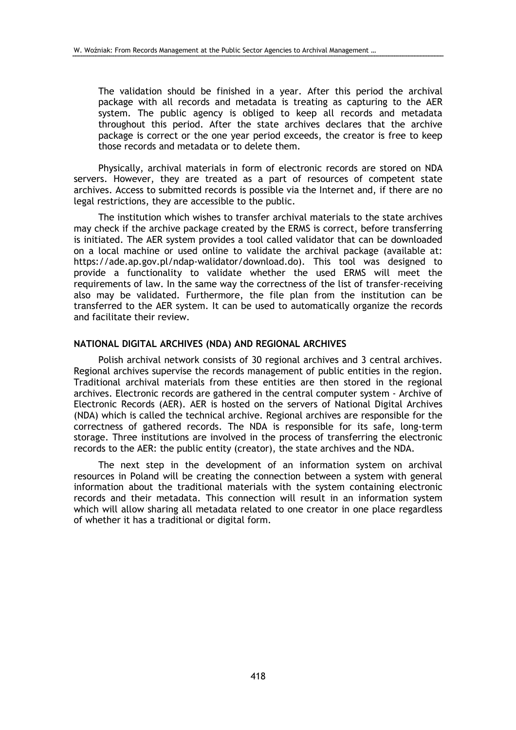The validation should be finished in a year. After this period the archival package with all records and metadata is treating as capturing to the AER system. The public agency is obliged to keep all records and metadata throughout this period. After the state archives declares that the archive package is correct or the one year period exceeds, the creator is free to keep those records and metadata or to delete them.

Physically, archival materials in form of electronic records are stored on NDA servers. However, they are treated as a part of resources of competent state archives. Access to submitted records is possible via the Internet and, if there are no legal restrictions, they are accessible to the public.

The institution which wishes to transfer archival materials to the state archives may check if the archive package created by the ERMS is correct, before transferring is initiated. The AER system provides a tool called validator that can be downloaded on a local machine or used online to validate the archival package (available at: https://ade.ap.gov.pl/ndap-walidator/download.do). This tool was designed to provide a functionality to validate whether the used ERMS will meet the requirements of law. In the same way the correctness of the list of transfer-receiving also may be validated. Furthermore, the file plan from the institution can be transferred to the AER system. It can be used to automatically organize the records and facilitate their review.

## NATIONAL DIGITAL ARCHIVES (NDA) AND REGIONAL ARCHIVES

Polish archival network consists of 30 regional archives and 3 central archives. Regional archives supervise the records management of public entities in the region. Traditional archival materials from these entities are then stored in the regional archives. Electronic records are gathered in the central computer system - Archive of Electronic Records (AER). AER is hosted on the servers of National Digital Archives (NDA) which is called the technical archive. Regional archives are responsible for the correctness of gathered records. The NDA is responsible for its safe, long-term storage. Three institutions are involved in the process of transferring the electronic records to the AER: the public entity (creator), the state archives and the NDA.

The next step in the development of an information system on archival resources in Poland will be creating the connection between a system with general information about the traditional materials with the system containing electronic records and their metadata. This connection will result in an information system which will allow sharing all metadata related to one creator in one place regardless of whether it has a traditional or digital form.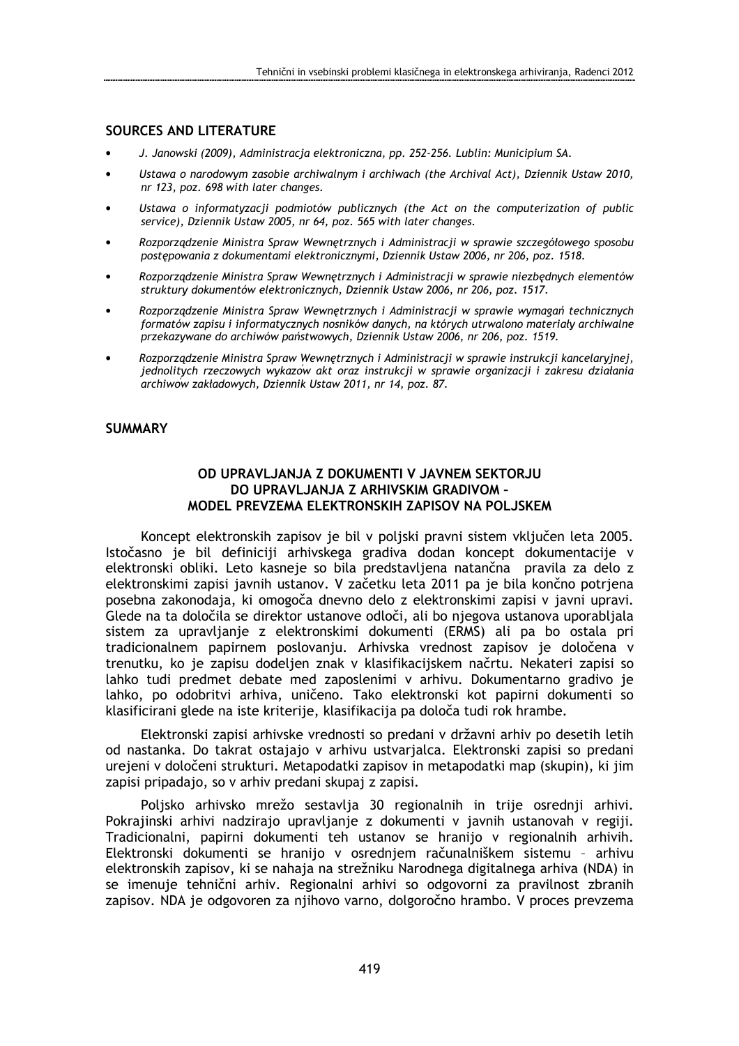## SOURCES AND LITERATURE

- *J. Janowski (2009), Administracja elektroniczna, pp. 252-256. Lublin: Municipium SA.*
- *Ustawa o narodowym zasobie archiwalnym i archiwach (the Archival Act), Dziennik Ustaw 2010, nr 123, poz. 698 with later changes.*
- *Ustawa o informatyzacji podmiotów publicznych (the Act on the computerization of public service), Dziennik Ustaw 2005, nr 64, poz. 565 with later changes.*
- *Rozporządzenie Ministra Spraw Wewnętrznych i Administracji w sprawie szczegółowego sposobu postępowania z dokumentami elektronicznymi, Dziennik Ustaw 2006, nr 206, poz. 1518.*
- *Rozporządzenie Ministra Spraw Wewnętrznych i Administracji w sprawie niezbędnych elementów struktury dokumentów elektronicznych, Dziennik Ustaw 2006, nr 206, poz. 1517.*
- *Rozporządzenie Ministra Spraw Wewnętrznych i Administracji w sprawie wymagań technicznych formatów zapisu i informatycznych nosników danych, na których utrwalono materiały archiwalne przekazywane do archiwów państwowych, Dziennik Ustaw 2006, nr 206, poz. 1519.*
- *Rozporządzenie Ministra Spraw Wewnętrznych i Administracji w sprawie instrukcji kancelaryjnej, jednolitych rzeczowych wykazów akt oraz instrukcji w sprawie organizacji i zakresu działania archiwów zakładowych, Dziennik Ustaw 2011, nr 14, poz. 87.*

## SUMMARY

### OD UPRAVLJANJA Z DOKUMENTI V JAVNEM SEKTORJU DO UPRAVLJANJA Z ARHIVSKIM GRADIVOM – MODEL PREVZEMA ELEKTRONSKIH ZAPISOV NA POLJSKEM

Koncept elektronskih zapisov je bil v poljski pravni sistem vključen leta 2005. Istočasno je bil definiciji arhivskega gradiva dodan koncept dokumentacije v elektronski obliki. Leto kasneje so bila predstavljena natančna pravila za delo z elektronskimi zapisi javnih ustanov. V začetku leta 2011 pa je bila končno potrjena posebna zakonodaja, ki omogoča dnevno delo z elektronskimi zapisi v javni upravi. Glede na ta določila se direktor ustanove odloči, ali bo njegova ustanova uporabljala sistem za upravljanje z elektronskimi dokumenti (ERMS) ali pa bo ostala pri tradicionalnem papirnem poslovanju. Arhivska vrednost zapisov je določena v trenutku, ko je zapisu dodeljen znak v klasifikacijskem načrtu. Nekateri zapisi so lahko tudi predmet debate med zaposlenimi v arhivu. Dokumentarno gradivo je lahko, po odobritvi arhiva, uničeno. Tako elektronski kot papirni dokumenti so klasificirani glede na iste kriterije, klasifikacija pa določa tudi rok hrambe.

Elektronski zapisi arhivske vrednosti so predani v državni arhiv po desetih letih od nastanka. Do takrat ostajajo v arhivu ustvarjalca. Elektronski zapisi so predani urejeni v določeni strukturi. Metapodatki zapisov in metapodatki map (skupin), ki jim zapisi pripadajo, so v arhiv predani skupaj z zapisi.

Poljsko arhivsko mrežo sestavlja 30 regionalnih in trije osrednji arhivi. Pokrajinski arhivi nadzirajo upravljanje z dokumenti v javnih ustanovah v regiji. Tradicionalni, papirni dokumenti teh ustanov se hranijo v regionalnih arhivih. Elektronski dokumenti se hranijo v osrednjem računalniškem sistemu – arhivu elektronskih zapisov, ki se nahaja na strežniku Narodnega digitalnega arhiva (NDA) in se imenuje tehnični arhiv. Regionalni arhivi so odgovorni za pravilnost zbranih zapisov. NDA je odgovoren za njihovo varno, dolgoročno hrambo. V proces prevzema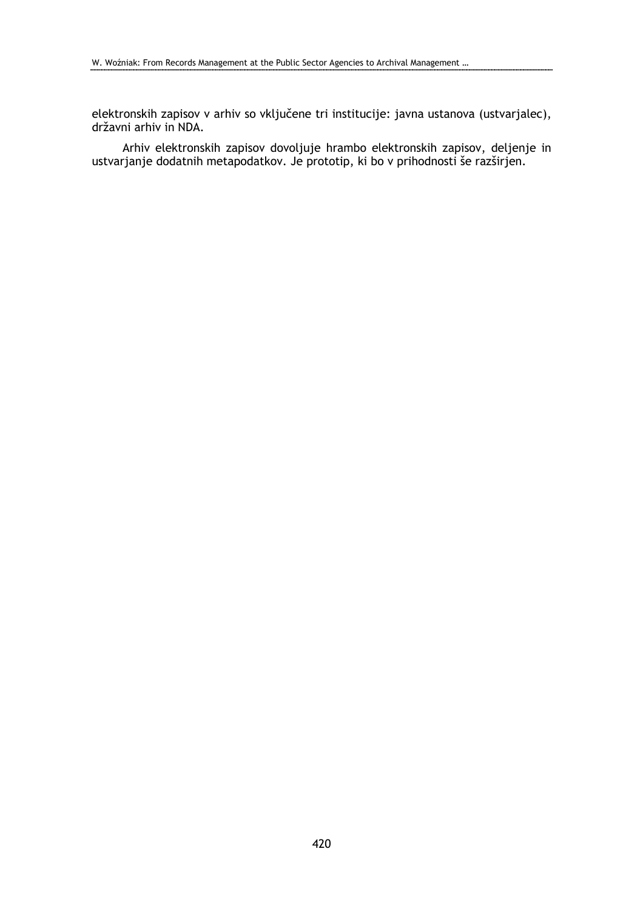elektronskih zapisov v arhiv so vključene tri institucije: javna ustanova (ustvarjalec), državni arhiv in NDA.

Arhiv elektronskih zapisov dovoljuje hrambo elektronskih zapisov, deljenje in ustvarjanje dodatnih metapodatkov. Je prototip, ki bo v prihodnosti še razširjen.